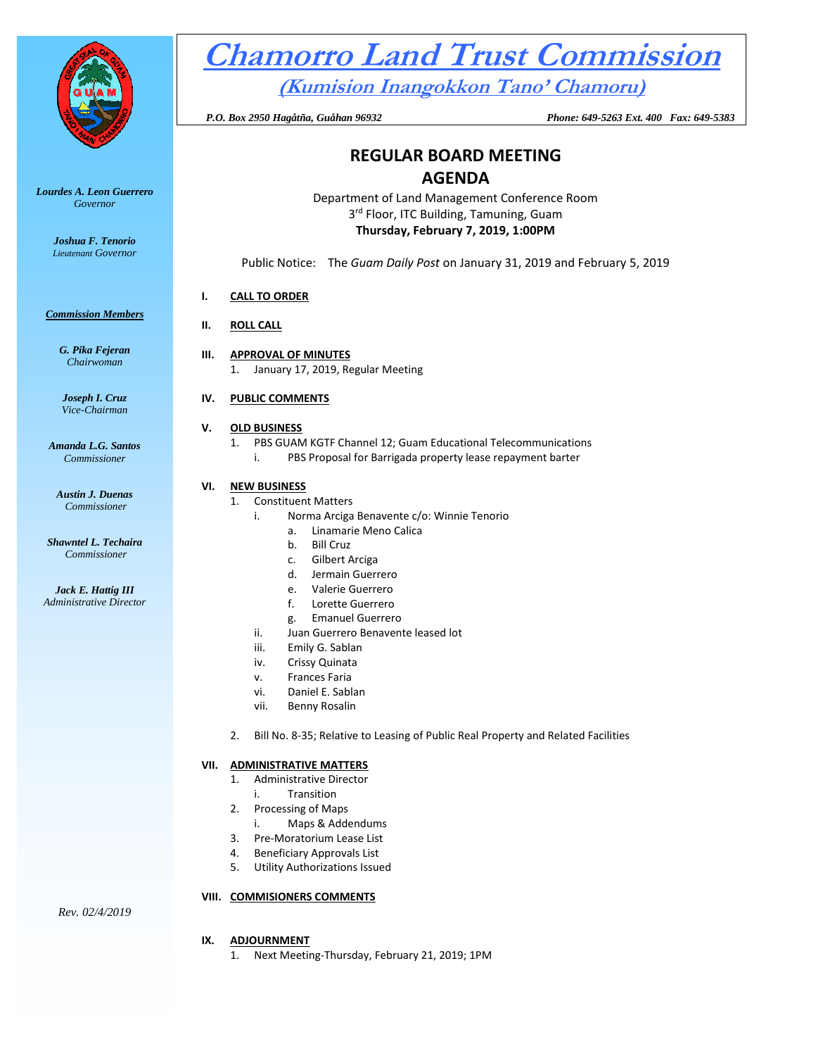# Chamorro Land Trust Commission

## (Kumision Inangokkon Tano' Chamoru)

*P.O. Box 2950 Hagåtña, Guåhan 96932* *Phone: 649-5263 Ext. 400 Fax: 649-5383*

*Lourdes A. Leon Guerrero*
*Governor*

*Joshua F. Tenorio*
*Lieutenant Governor*

***Commission Members***

*G. Pika Fejeran*
*Chairwoman*

*Joseph I. Cruz*
*Vice-Chairman*

*Amanda L.G. Santos*
*Commissioner*

*Austin J. Duenas*
*Commissioner*

*Shawntel L. Techaira*
*Commissioner*

*Jack E. Hattig III*
*Administrative Director*

*Rev. 02/4/2019*

## REGULAR BOARD MEETING
## AGENDA

Department of Land Management Conference Room
3rd Floor, ITC Building, Tamuning, Guam
**Thursday, February 7, 2019, 1:00PM**

Public Notice: The *Guam Daily Post* on January 31, 2019 and February 5, 2019

**I. CALL TO ORDER**

**II. ROLL CALL**

**III. APPROVAL OF MINUTES**

1. January 17, 2019, Regular Meeting

**IV. PUBLIC COMMENTS**

**V. OLD BUSINESS**

1. PBS GUAM KGTF Channel 12; Guam Educational Telecommunications
   - i. PBS Proposal for Barrigada property lease repayment barter

**VI. NEW BUSINESS**

1. Constituent Matters
   - i. Norma Arciga Benavente c/o: Winnie Tenorio
     - a. Linamarie Meno Calica
     - b. Bill Cruz
     - c. Gilbert Arciga
     - d. Jermain Guerrero
     - e. Valerie Guerrero
     - f. Lorette Guerrero
     - g. Emanuel Guerrero
   - ii. Juan Guerrero Benavente leased lot
   - iii. Emily G. Sablan
   - iv. Crissy Quinata
   - v. Frances Faria
   - vi. Daniel E. Sablan
   - vii. Benny Rosalin

2. Bill No. 8-35; Relative to Leasing of Public Real Property and Related Facilities

**VII. ADMINISTRATIVE MATTERS**

1. Administrative Director
   - i. Transition
2. Processing of Maps
   - i. Maps & Addendums
3. Pre-Moratorium Lease List
4. Beneficiary Approvals List
5. Utility Authorizations Issued

**VIII. COMMISIONERS COMMENTS**

**IX. ADJOURNMENT**

1. Next Meeting-Thursday, February 21, 2019; 1PM